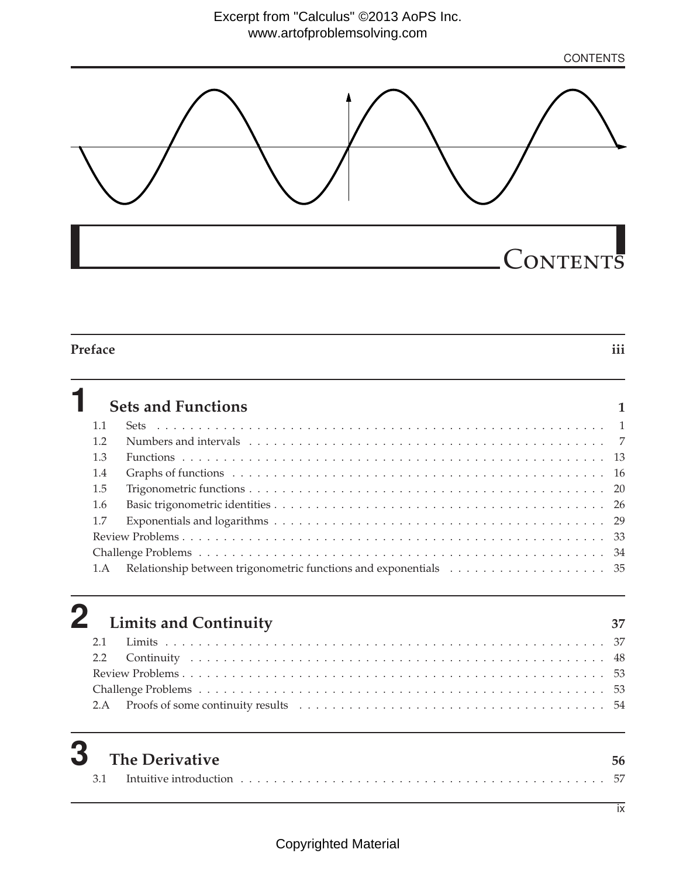# Contents

**Preface** iii

## 1 Sets and Functions 1

- 1.1 Sets 1
- 1.2 Numbers and intervals 7
- 1.3 Functions 13
- 1.4 Graphs of functions 16
- 1.5 Trigonometric functions 20
- 1.6 Basic trigonometric identities 26
- 1.7 Exponentials and logarithms 29
- Review Problems 33
- Challenge Problems 34
- 1.A Relationship between trigonometric functions and exponentials 35

## 2 Limits and Continuity 37

- 2.1 Limits 37
- 2.2 Continuity 48
- Review Problems 53
- Challenge Problems 53
- 2.A Proofs of some continuity results 54

## 3 The Derivative 56

- 3.1 Intuitive introduction 57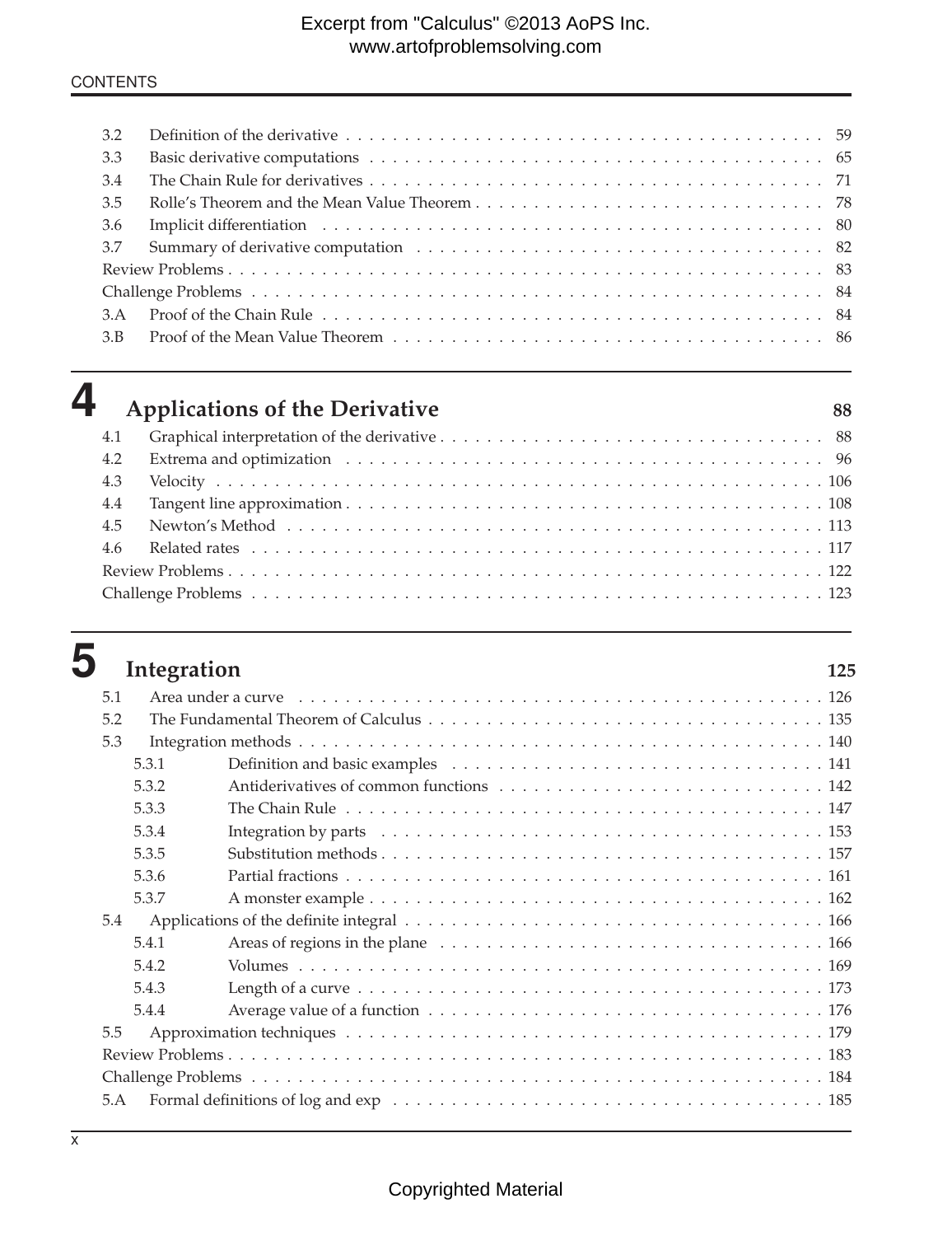| | | |
|---|---|---|
| 3.2 | Definition of the derivative | 59 |
| 3.3 | Basic derivative computations | 65 |
| 3.4 | The Chain Rule for derivatives | 71 |
| 3.5 | Rolle's Theorem and the Mean Value Theorem | 78 |
| 3.6 | Implicit differentiation | 80 |
| 3.7 | Summary of derivative computation | 82 |
| Review Problems | | 83 |
| Challenge Problems | | 84 |
| 3.A | Proof of the Chain Rule | 84 |
| 3.B | Proof of the Mean Value Theorem | 86 |

## 4 Applications of the Derivative — 88

| | | |
|---|---|---|
| 4.1 | Graphical interpretation of the derivative | 88 |
| 4.2 | Extrema and optimization | 96 |
| 4.3 | Velocity | 106 |
| 4.4 | Tangent line approximation | 108 |
| 4.5 | Newton's Method | 113 |
| 4.6 | Related rates | 117 |
| Review Problems | | 122 |
| Challenge Problems | | 123 |

## 5 Integration — 125

| | | |
|---|---|---|
| 5.1 | Area under a curve | 126 |
| 5.2 | The Fundamental Theorem of Calculus | 135 |
| 5.3 | Integration methods | 140 |
| 5.3.1 | Definition and basic examples | 141 |
| 5.3.2 | Antiderivatives of common functions | 142 |
| 5.3.3 | The Chain Rule | 147 |
| 5.3.4 | Integration by parts | 153 |
| 5.3.5 | Substitution methods | 157 |
| 5.3.6 | Partial fractions | 161 |
| 5.3.7 | A monster example | 162 |
| 5.4 | Applications of the definite integral | 166 |
| 5.4.1 | Areas of regions in the plane | 166 |
| 5.4.2 | Volumes | 169 |
| 5.4.3 | Length of a curve | 173 |
| 5.4.4 | Average value of a function | 176 |
| 5.5 | Approximation techniques | 179 |
| Review Problems | | 183 |
| Challenge Problems | | 184 |
| 5.A | Formal definitions of log and exp | 185 |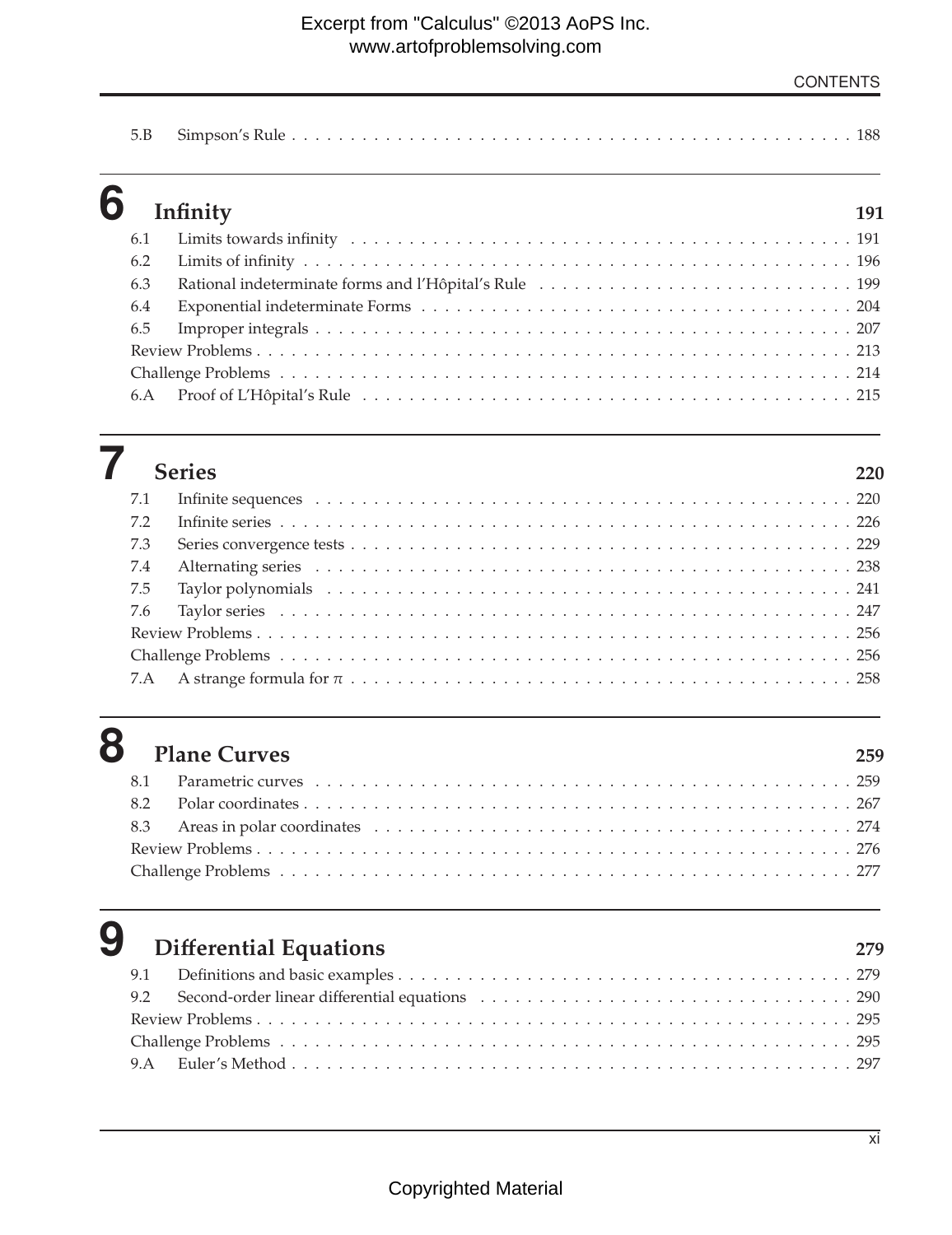| | | |
|---|---|---|
| 5.B | Simpson's Rule | 188 |

## 6 Infinity — 191

| | | |
|---|---|---|
| 6.1 | Limits towards infinity | 191 |
| 6.2 | Limits of infinity | 196 |
| 6.3 | Rational indeterminate forms and l'Hôpital's Rule | 199 |
| 6.4 | Exponential indeterminate Forms | 204 |
| 6.5 | Improper integrals | 207 |
| | Review Problems | 213 |
| | Challenge Problems | 214 |
| 6.A | Proof of L'Hôpital's Rule | 215 |

## 7 Series — 220

| | | |
|---|---|---|
| 7.1 | Infinite sequences | 220 |
| 7.2 | Infinite series | 226 |
| 7.3 | Series convergence tests | 229 |
| 7.4 | Alternating series | 238 |
| 7.5 | Taylor polynomials | 241 |
| 7.6 | Taylor series | 247 |
| | Review Problems | 256 |
| | Challenge Problems | 256 |
| 7.A | A strange formula for $\pi$ | 258 |

## 8 Plane Curves — 259

| | | |
|---|---|---|
| 8.1 | Parametric curves | 259 |
| 8.2 | Polar coordinates | 267 |
| 8.3 | Areas in polar coordinates | 274 |
| | Review Problems | 276 |
| | Challenge Problems | 277 |

## 9 Differential Equations — 279

| | | |
|---|---|---|
| 9.1 | Definitions and basic examples | 279 |
| 9.2 | Second-order linear differential equations | 290 |
| | Review Problems | 295 |
| | Challenge Problems | 295 |
| 9.A | Euler's Method | 297 |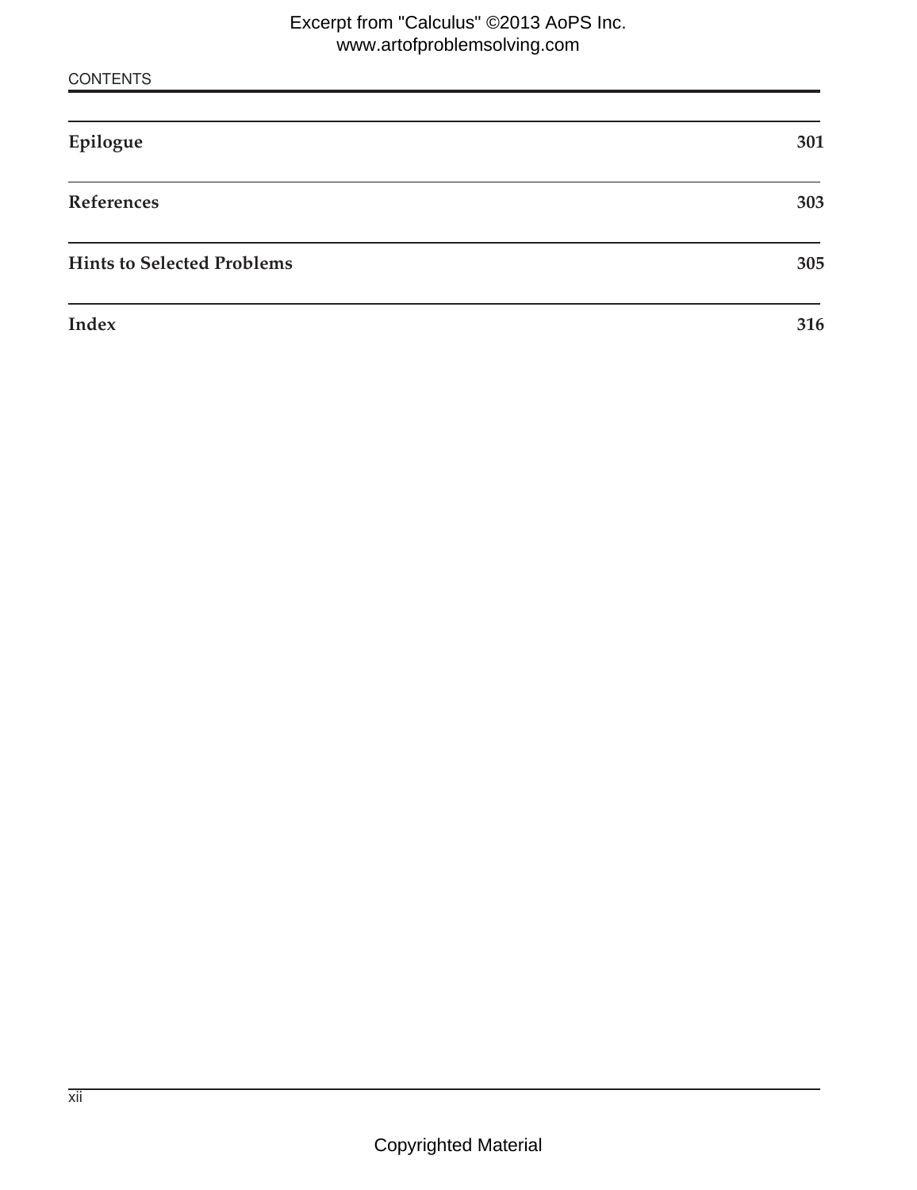**Epilogue** 301

**References** 303

**Hints to Selected Problems** 305

**Index** 316